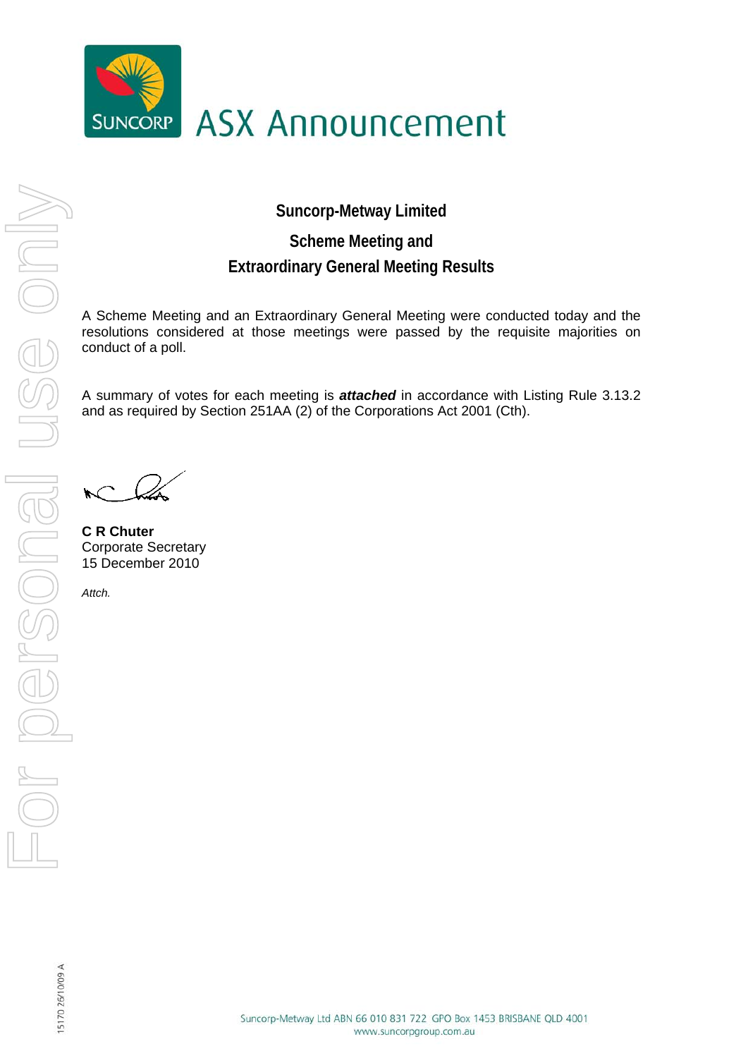# ASX Announcement

## Suncorp-Metway Limited

## Scheme Meeting and Extraordinary General Meeting Results

A Scheme Meeting and an Extraordinary General Meeting were conducted today and the resolutions considered at those meetings were passed by the requisite majorities on conduct of a poll.

A summary of votes for each meeting is ***attached*** in accordance with Listing Rule 3.13.2 and as required by Section 251AA (2) of the Corporations Act 2001 (Cth).

**C R Chuter**
Corporate Secretary
15 December 2010

*Attch.*

Suncorp-Metway Ltd ABN 66 010 831 722 GPO Box 1453 BRISBANE QLD 4001
www.suncorpgroup.com.au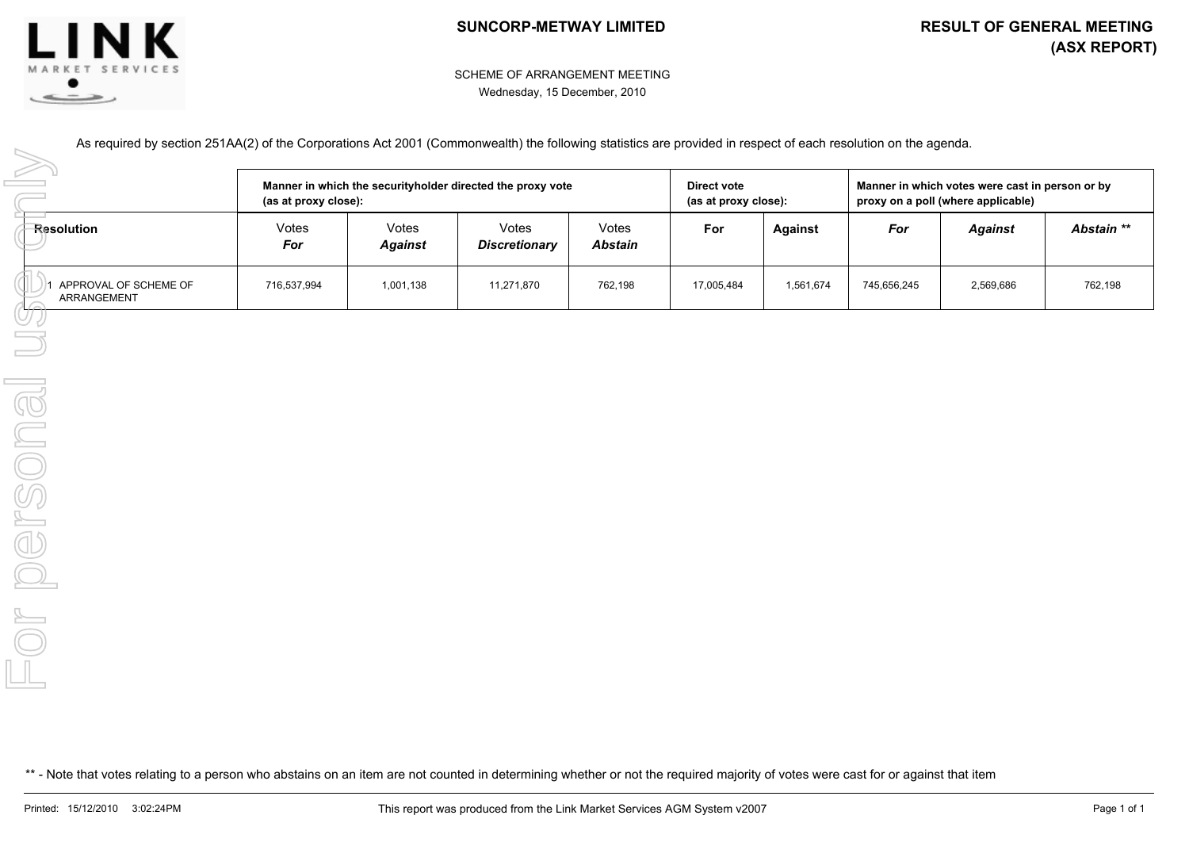**SUNCORP-METWAY LIMITED**

**RESULT OF GENERAL MEETING (ASX REPORT)**

SCHEME OF ARRANGEMENT MEETING
Wednesday, 15 December, 2010

As required by section 251AA(2) of the Corporations Act 2001 (Commonwealth) the following statistics are provided in respect of each resolution on the agenda.

| | **Manner in which the securityholder directed the proxy vote (as at proxy close):** | | | | **Direct vote (as at proxy close):** | | **Manner in which votes were cast in person or by proxy on a poll (where applicable)** | | |
|---|---|---|---|---|---|---|---|---|---|
| **Resolution** | Votes ***For*** | Votes ***Against*** | Votes ***Discretionary*** | Votes ***Abstain*** | **For** | **Against** | ***For*** | ***Against*** | ***Abstain \*\**** |
| 1 APPROVAL OF SCHEME OF ARRANGEMENT | 716,537,994 | 1,001,138 | 11,271,870 | 762,198 | 17,005,484 | 1,561,674 | 745,656,245 | 2,569,686 | 762,198 |

** - Note that votes relating to a person who abstains on an item are not counted in determining whether or not the required majority of votes were cast for or against that item

Printed: 15/12/2010 3:02:24PM

This report was produced from the Link Market Services AGM System v2007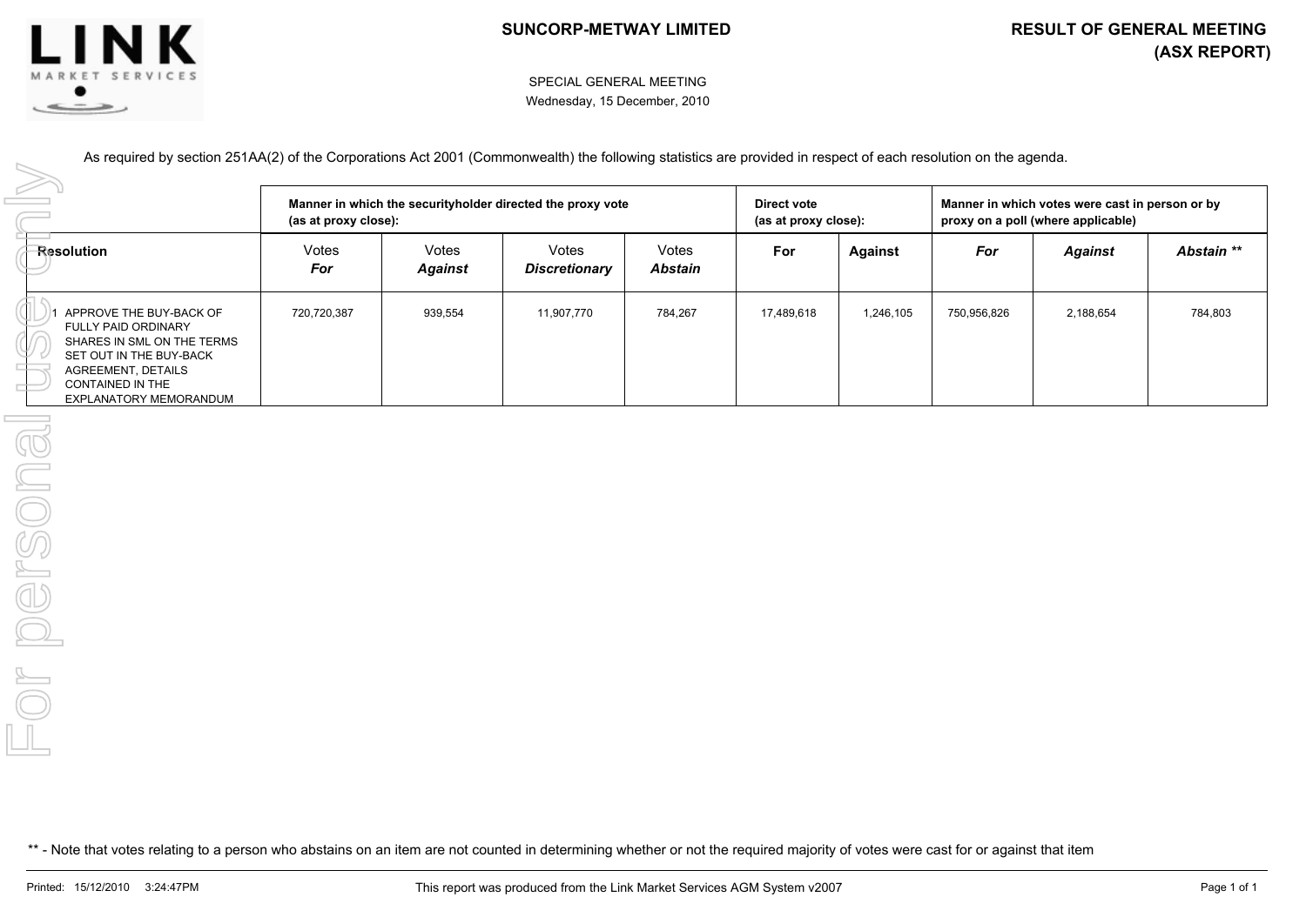**SUNCORP-METWAY LIMITED**

**RESULT OF GENERAL MEETING (ASX REPORT)**

SPECIAL GENERAL MEETING
Wednesday, 15 December, 2010

As required by section 251AA(2) of the Corporations Act 2001 (Commonwealth) the following statistics are provided in respect of each resolution on the agenda.

| | Manner in which the securityholder directed the proxy vote (as at proxy close): | | | | Direct vote (as at proxy close): | | Manner in which votes were cast in person or by proxy on a poll (where applicable) | | |
|---|---|---|---|---|---|---|---|---|---|
| **Resolution** | Votes *For* | Votes *Against* | Votes *Discretionary* | Votes *Abstain* | **For** | **Against** | ***For*** | ***Against*** | ***Abstain \*\**** |
| 1 APPROVE THE BUY-BACK OF FULLY PAID ORDINARY SHARES IN SML ON THE TERMS SET OUT IN THE BUY-BACK AGREEMENT, DETAILS CONTAINED IN THE EXPLANATORY MEMORANDUM | 720,720,387 | 939,554 | 11,907,770 | 784,267 | 17,489,618 | 1,246,105 | 750,956,826 | 2,188,654 | 784,803 |

** - Note that votes relating to a person who abstains on an item are not counted in determining whether or not the required majority of votes were cast for or against that item

Printed: 15/12/2010 3:24:47PM

This report was produced from the Link Market Services AGM System v2007